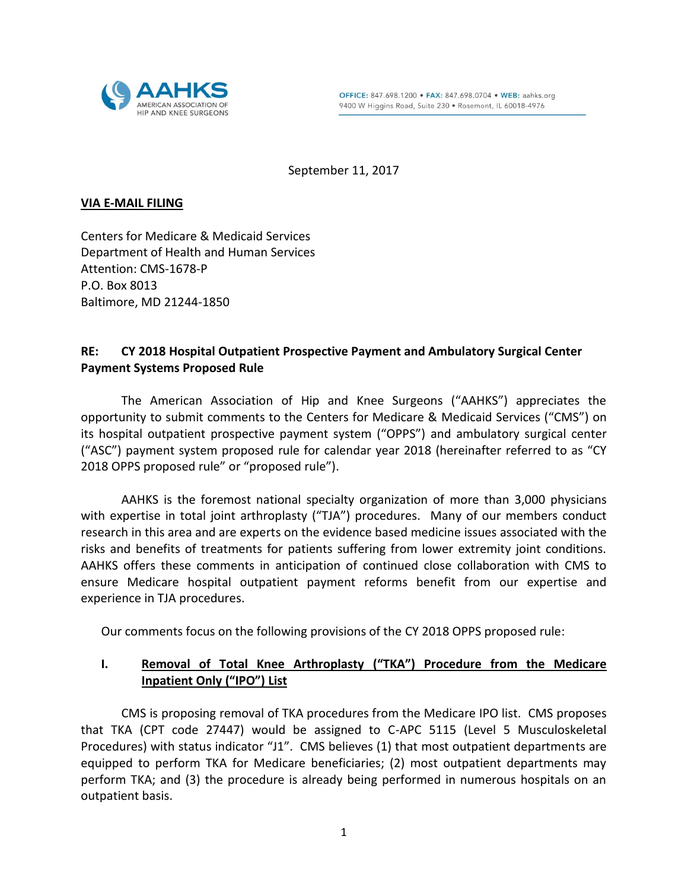AAHKS
AMERICAN ASSOCIATION OF HIP AND KNEE SURGEONS

**OFFICE:** 847.698.1200 • **FAX:** 847.698.0704 • **WEB:** aahks.org
9400 W Higgins Road, Suite 230 • Rosemont, IL 60018-4976

September 11, 2017

**VIA E-MAIL FILING**

Centers for Medicare & Medicaid Services
Department of Health and Human Services
Attention: CMS-1678-P
P.O. Box 8013
Baltimore, MD 21244-1850

**RE: CY 2018 Hospital Outpatient Prospective Payment and Ambulatory Surgical Center Payment Systems Proposed Rule**

The American Association of Hip and Knee Surgeons ("AAHKS") appreciates the opportunity to submit comments to the Centers for Medicare & Medicaid Services ("CMS") on its hospital outpatient prospective payment system ("OPPS") and ambulatory surgical center ("ASC") payment system proposed rule for calendar year 2018 (hereinafter referred to as "CY 2018 OPPS proposed rule" or "proposed rule").

AAHKS is the foremost national specialty organization of more than 3,000 physicians with expertise in total joint arthroplasty ("TJA") procedures. Many of our members conduct research in this area and are experts on the evidence based medicine issues associated with the risks and benefits of treatments for patients suffering from lower extremity joint conditions. AAHKS offers these comments in anticipation of continued close collaboration with CMS to ensure Medicare hospital outpatient payment reforms benefit from our expertise and experience in TJA procedures.

Our comments focus on the following provisions of the CY 2018 OPPS proposed rule:

## I. Removal of Total Knee Arthroplasty ("TKA") Procedure from the Medicare Inpatient Only ("IPO") List

CMS is proposing removal of TKA procedures from the Medicare IPO list. CMS proposes that TKA (CPT code 27447) would be assigned to C-APC 5115 (Level 5 Musculoskeletal Procedures) with status indicator "J1". CMS believes (1) that most outpatient departments are equipped to perform TKA for Medicare beneficiaries; (2) most outpatient departments may perform TKA; and (3) the procedure is already being performed in numerous hospitals on an outpatient basis.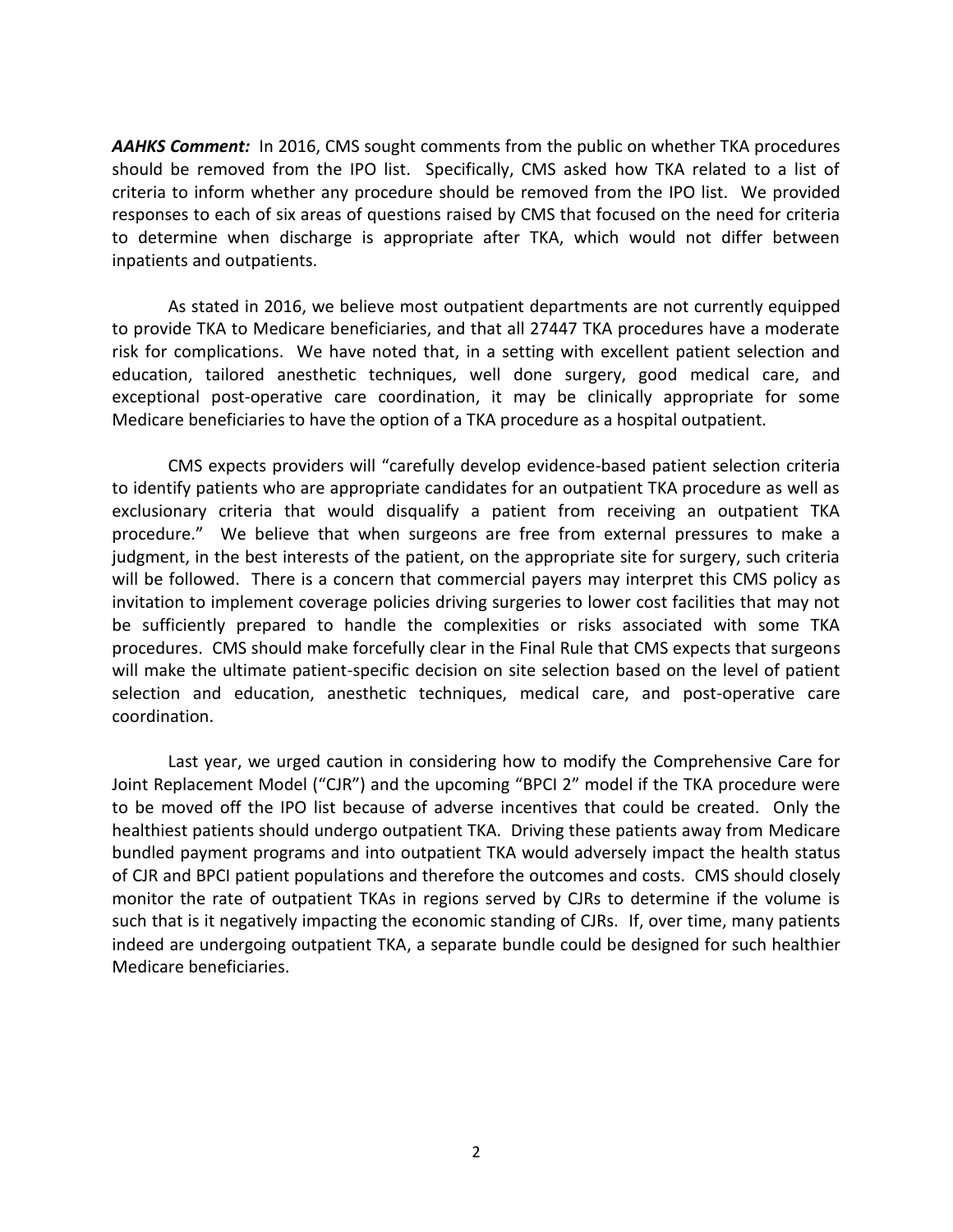***AAHKS Comment:*** In 2016, CMS sought comments from the public on whether TKA procedures should be removed from the IPO list. Specifically, CMS asked how TKA related to a list of criteria to inform whether any procedure should be removed from the IPO list. We provided responses to each of six areas of questions raised by CMS that focused on the need for criteria to determine when discharge is appropriate after TKA, which would not differ between inpatients and outpatients.

As stated in 2016, we believe most outpatient departments are not currently equipped to provide TKA to Medicare beneficiaries, and that all 27447 TKA procedures have a moderate risk for complications. We have noted that, in a setting with excellent patient selection and education, tailored anesthetic techniques, well done surgery, good medical care, and exceptional post-operative care coordination, it may be clinically appropriate for some Medicare beneficiaries to have the option of a TKA procedure as a hospital outpatient.

CMS expects providers will "carefully develop evidence-based patient selection criteria to identify patients who are appropriate candidates for an outpatient TKA procedure as well as exclusionary criteria that would disqualify a patient from receiving an outpatient TKA procedure." We believe that when surgeons are free from external pressures to make a judgment, in the best interests of the patient, on the appropriate site for surgery, such criteria will be followed. There is a concern that commercial payers may interpret this CMS policy as invitation to implement coverage policies driving surgeries to lower cost facilities that may not be sufficiently prepared to handle the complexities or risks associated with some TKA procedures. CMS should make forcefully clear in the Final Rule that CMS expects that surgeons will make the ultimate patient-specific decision on site selection based on the level of patient selection and education, anesthetic techniques, medical care, and post-operative care coordination.

Last year, we urged caution in considering how to modify the Comprehensive Care for Joint Replacement Model ("CJR") and the upcoming "BPCI 2" model if the TKA procedure were to be moved off the IPO list because of adverse incentives that could be created. Only the healthiest patients should undergo outpatient TKA. Driving these patients away from Medicare bundled payment programs and into outpatient TKA would adversely impact the health status of CJR and BPCI patient populations and therefore the outcomes and costs. CMS should closely monitor the rate of outpatient TKAs in regions served by CJRs to determine if the volume is such that is it negatively impacting the economic standing of CJRs. If, over time, many patients indeed are undergoing outpatient TKA, a separate bundle could be designed for such healthier Medicare beneficiaries.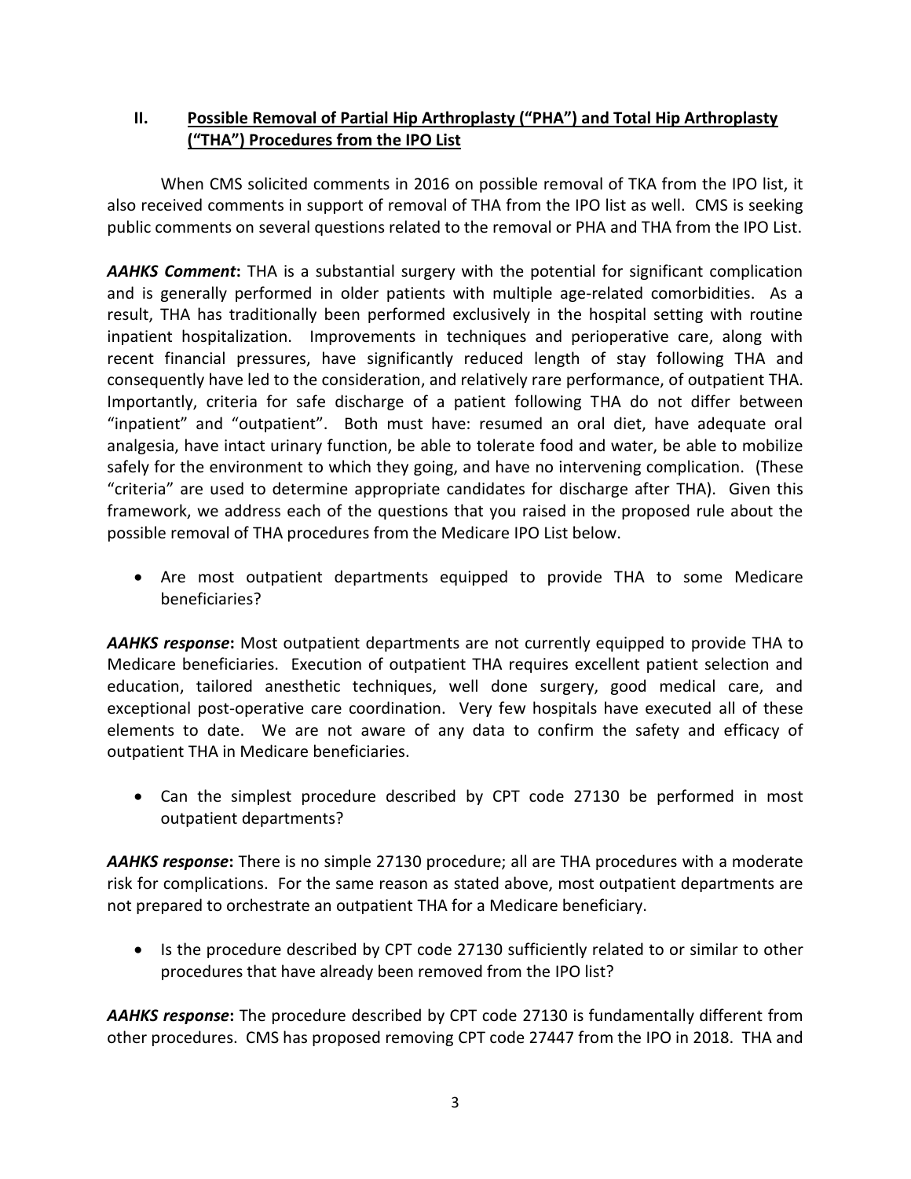## II. Possible Removal of Partial Hip Arthroplasty ("PHA") and Total Hip Arthroplasty ("THA") Procedures from the IPO List

When CMS solicited comments in 2016 on possible removal of TKA from the IPO list, it also received comments in support of removal of THA from the IPO list as well. CMS is seeking public comments on several questions related to the removal or PHA and THA from the IPO List.

***AAHKS Comment*:** THA is a substantial surgery with the potential for significant complication and is generally performed in older patients with multiple age-related comorbidities. As a result, THA has traditionally been performed exclusively in the hospital setting with routine inpatient hospitalization. Improvements in techniques and perioperative care, along with recent financial pressures, have significantly reduced length of stay following THA and consequently have led to the consideration, and relatively rare performance, of outpatient THA. Importantly, criteria for safe discharge of a patient following THA do not differ between "inpatient" and "outpatient". Both must have: resumed an oral diet, have adequate oral analgesia, have intact urinary function, be able to tolerate food and water, be able to mobilize safely for the environment to which they going, and have no intervening complication. (These "criteria" are used to determine appropriate candidates for discharge after THA). Given this framework, we address each of the questions that you raised in the proposed rule about the possible removal of THA procedures from the Medicare IPO List below.

- Are most outpatient departments equipped to provide THA to some Medicare beneficiaries?

***AAHKS response*:** Most outpatient departments are not currently equipped to provide THA to Medicare beneficiaries. Execution of outpatient THA requires excellent patient selection and education, tailored anesthetic techniques, well done surgery, good medical care, and exceptional post-operative care coordination. Very few hospitals have executed all of these elements to date. We are not aware of any data to confirm the safety and efficacy of outpatient THA in Medicare beneficiaries.

- Can the simplest procedure described by CPT code 27130 be performed in most outpatient departments?

***AAHKS response*:** There is no simple 27130 procedure; all are THA procedures with a moderate risk for complications. For the same reason as stated above, most outpatient departments are not prepared to orchestrate an outpatient THA for a Medicare beneficiary.

- Is the procedure described by CPT code 27130 sufficiently related to or similar to other procedures that have already been removed from the IPO list?

***AAHKS response*:** The procedure described by CPT code 27130 is fundamentally different from other procedures. CMS has proposed removing CPT code 27447 from the IPO in 2018. THA and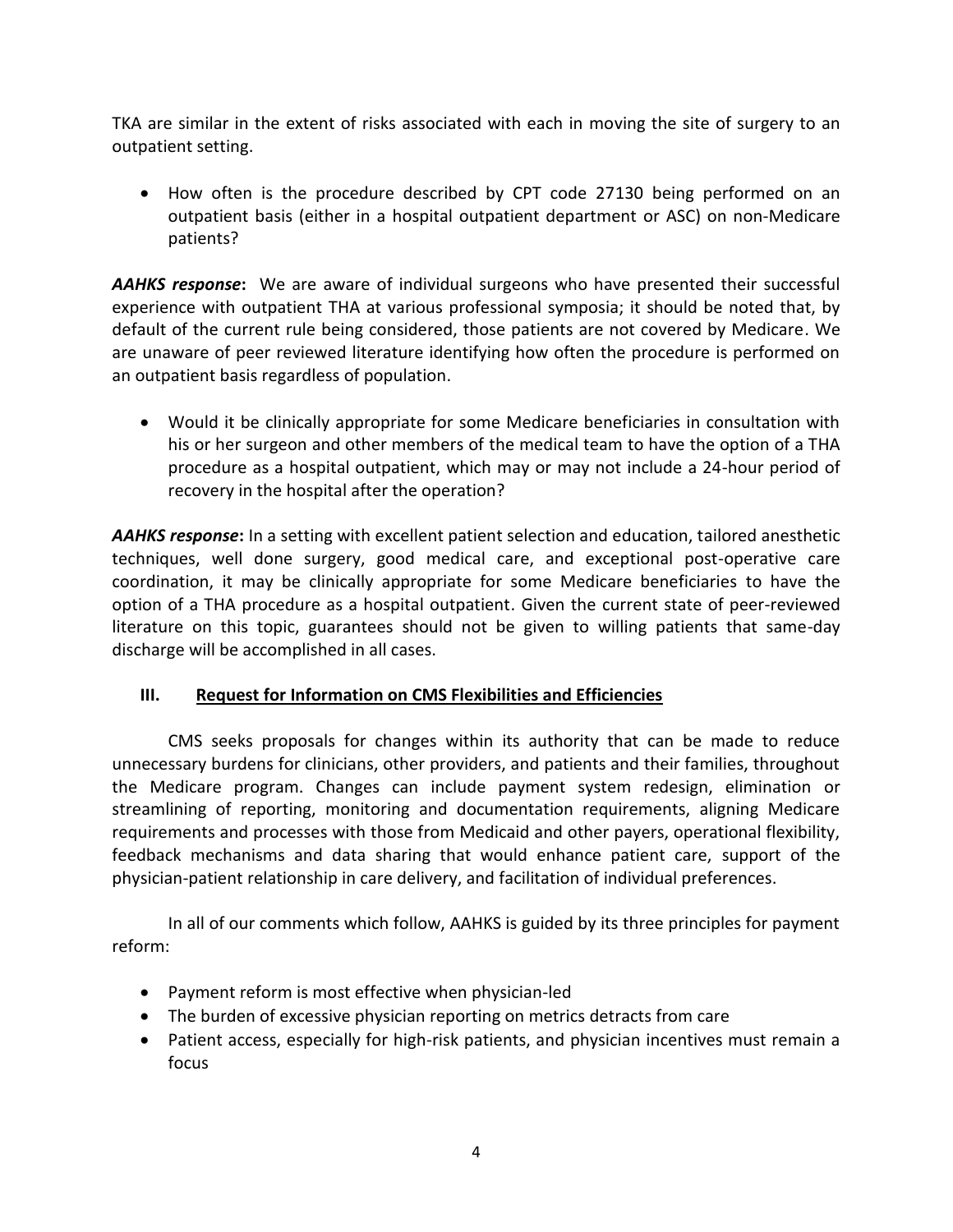TKA are similar in the extent of risks associated with each in moving the site of surgery to an outpatient setting.

- How often is the procedure described by CPT code 27130 being performed on an outpatient basis (either in a hospital outpatient department or ASC) on non-Medicare patients?

***AAHKS response*:** We are aware of individual surgeons who have presented their successful experience with outpatient THA at various professional symposia; it should be noted that, by default of the current rule being considered, those patients are not covered by Medicare. We are unaware of peer reviewed literature identifying how often the procedure is performed on an outpatient basis regardless of population.

- Would it be clinically appropriate for some Medicare beneficiaries in consultation with his or her surgeon and other members of the medical team to have the option of a THA procedure as a hospital outpatient, which may or may not include a 24-hour period of recovery in the hospital after the operation?

***AAHKS response*:** In a setting with excellent patient selection and education, tailored anesthetic techniques, well done surgery, good medical care, and exceptional post-operative care coordination, it may be clinically appropriate for some Medicare beneficiaries to have the option of a THA procedure as a hospital outpatient. Given the current state of peer-reviewed literature on this topic, guarantees should not be given to willing patients that same-day discharge will be accomplished in all cases.

## III. Request for Information on CMS Flexibilities and Efficiencies

CMS seeks proposals for changes within its authority that can be made to reduce unnecessary burdens for clinicians, other providers, and patients and their families, throughout the Medicare program. Changes can include payment system redesign, elimination or streamlining of reporting, monitoring and documentation requirements, aligning Medicare requirements and processes with those from Medicaid and other payers, operational flexibility, feedback mechanisms and data sharing that would enhance patient care, support of the physician-patient relationship in care delivery, and facilitation of individual preferences.

In all of our comments which follow, AAHKS is guided by its three principles for payment reform:

- Payment reform is most effective when physician-led
- The burden of excessive physician reporting on metrics detracts from care
- Patient access, especially for high-risk patients, and physician incentives must remain a focus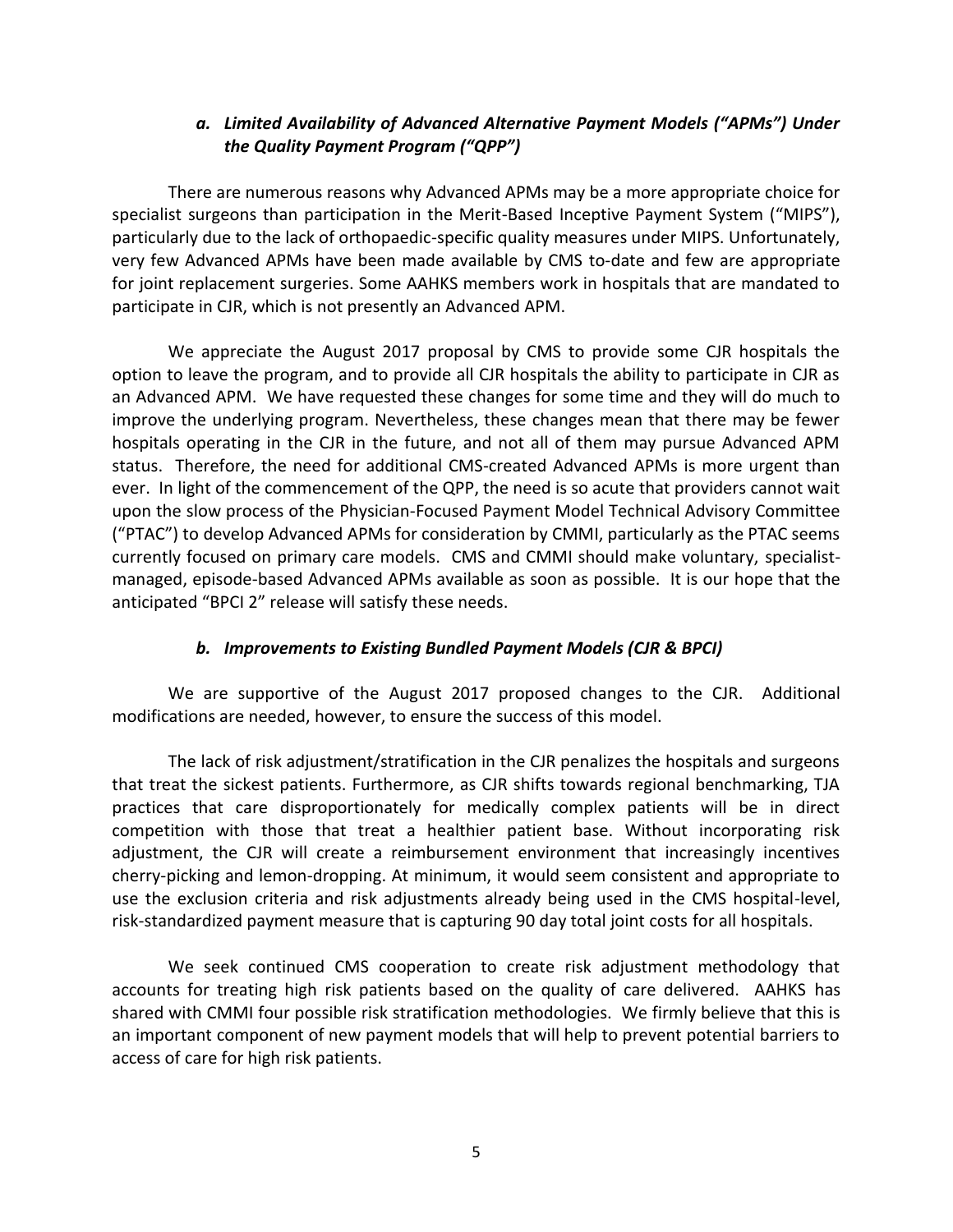### *a. Limited Availability of Advanced Alternative Payment Models ("APMs") Under the Quality Payment Program ("QPP")*

There are numerous reasons why Advanced APMs may be a more appropriate choice for specialist surgeons than participation in the Merit-Based Inceptive Payment System ("MIPS"), particularly due to the lack of orthopaedic-specific quality measures under MIPS. Unfortunately, very few Advanced APMs have been made available by CMS to-date and few are appropriate for joint replacement surgeries. Some AAHKS members work in hospitals that are mandated to participate in CJR, which is not presently an Advanced APM.

We appreciate the August 2017 proposal by CMS to provide some CJR hospitals the option to leave the program, and to provide all CJR hospitals the ability to participate in CJR as an Advanced APM. We have requested these changes for some time and they will do much to improve the underlying program. Nevertheless, these changes mean that there may be fewer hospitals operating in the CJR in the future, and not all of them may pursue Advanced APM status. Therefore, the need for additional CMS-created Advanced APMs is more urgent than ever. In light of the commencement of the QPP, the need is so acute that providers cannot wait upon the slow process of the Physician-Focused Payment Model Technical Advisory Committee ("PTAC") to develop Advanced APMs for consideration by CMMI, particularly as the PTAC seems currently focused on primary care models. CMS and CMMI should make voluntary, specialist-managed, episode-based Advanced APMs available as soon as possible. It is our hope that the anticipated "BPCI 2" release will satisfy these needs.

### *b. Improvements to Existing Bundled Payment Models (CJR & BPCI)*

We are supportive of the August 2017 proposed changes to the CJR. Additional modifications are needed, however, to ensure the success of this model.

The lack of risk adjustment/stratification in the CJR penalizes the hospitals and surgeons that treat the sickest patients. Furthermore, as CJR shifts towards regional benchmarking, TJA practices that care disproportionately for medically complex patients will be in direct competition with those that treat a healthier patient base. Without incorporating risk adjustment, the CJR will create a reimbursement environment that increasingly incentives cherry-picking and lemon-dropping. At minimum, it would seem consistent and appropriate to use the exclusion criteria and risk adjustments already being used in the CMS hospital-level, risk-standardized payment measure that is capturing 90 day total joint costs for all hospitals.

We seek continued CMS cooperation to create risk adjustment methodology that accounts for treating high risk patients based on the quality of care delivered. AAHKS has shared with CMMI four possible risk stratification methodologies. We firmly believe that this is an important component of new payment models that will help to prevent potential barriers to access of care for high risk patients.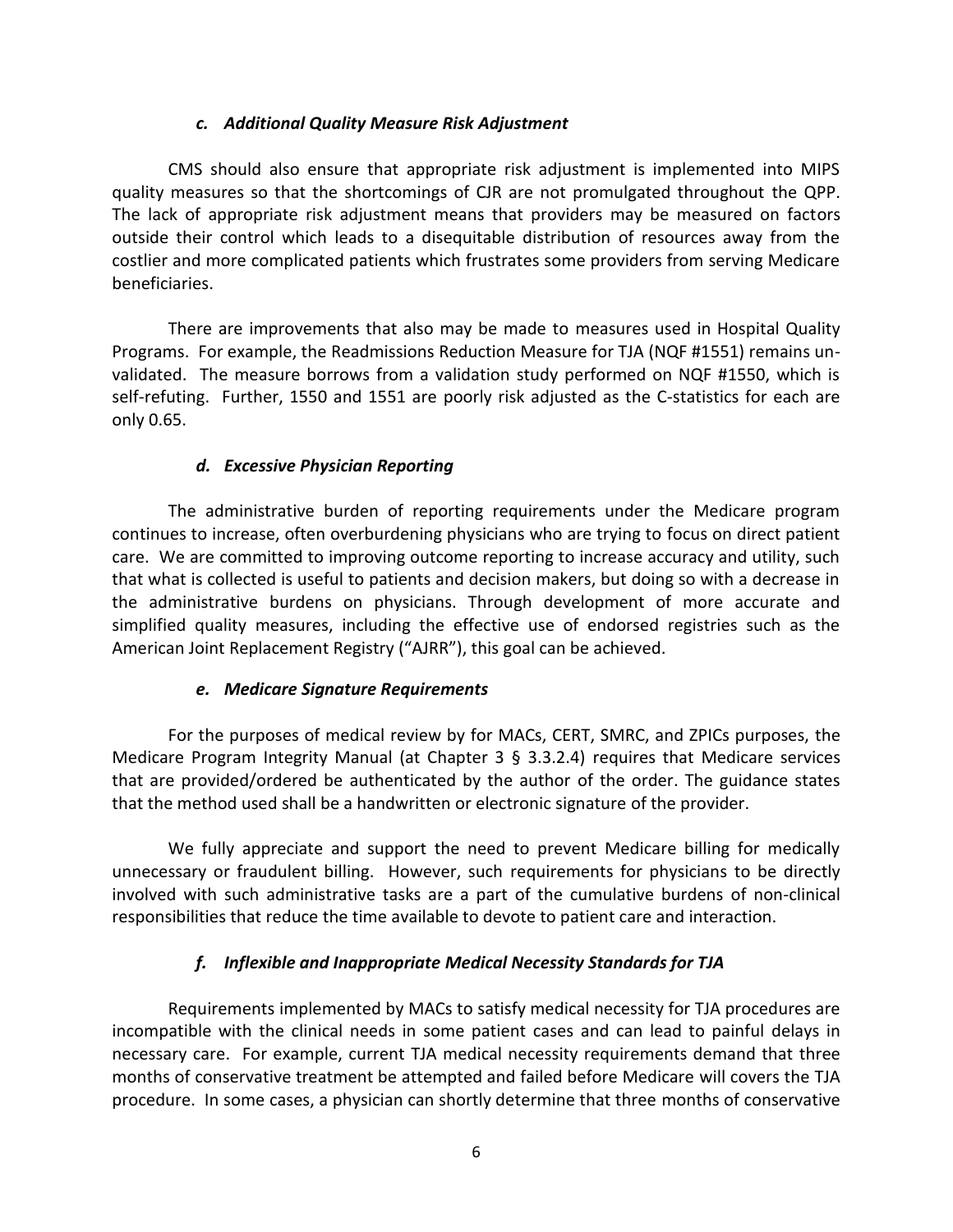#### *c. Additional Quality Measure Risk Adjustment*

CMS should also ensure that appropriate risk adjustment is implemented into MIPS quality measures so that the shortcomings of CJR are not promulgated throughout the QPP. The lack of appropriate risk adjustment means that providers may be measured on factors outside their control which leads to a disequitable distribution of resources away from the costlier and more complicated patients which frustrates some providers from serving Medicare beneficiaries.

There are improvements that also may be made to measures used in Hospital Quality Programs. For example, the Readmissions Reduction Measure for TJA (NQF #1551) remains un-validated. The measure borrows from a validation study performed on NQF #1550, which is self-refuting. Further, 1550 and 1551 are poorly risk adjusted as the C-statistics for each are only 0.65.

#### *d. Excessive Physician Reporting*

The administrative burden of reporting requirements under the Medicare program continues to increase, often overburdening physicians who are trying to focus on direct patient care. We are committed to improving outcome reporting to increase accuracy and utility, such that what is collected is useful to patients and decision makers, but doing so with a decrease in the administrative burdens on physicians. Through development of more accurate and simplified quality measures, including the effective use of endorsed registries such as the American Joint Replacement Registry ("AJRR"), this goal can be achieved.

#### *e. Medicare Signature Requirements*

For the purposes of medical review by for MACs, CERT, SMRC, and ZPICs purposes, the Medicare Program Integrity Manual (at Chapter 3 § 3.3.2.4) requires that Medicare services that are provided/ordered be authenticated by the author of the order. The guidance states that the method used shall be a handwritten or electronic signature of the provider.

We fully appreciate and support the need to prevent Medicare billing for medically unnecessary or fraudulent billing. However, such requirements for physicians to be directly involved with such administrative tasks are a part of the cumulative burdens of non-clinical responsibilities that reduce the time available to devote to patient care and interaction.

#### *f. Inflexible and Inappropriate Medical Necessity Standards for TJA*

Requirements implemented by MACs to satisfy medical necessity for TJA procedures are incompatible with the clinical needs in some patient cases and can lead to painful delays in necessary care. For example, current TJA medical necessity requirements demand that three months of conservative treatment be attempted and failed before Medicare will covers the TJA procedure. In some cases, a physician can shortly determine that three months of conservative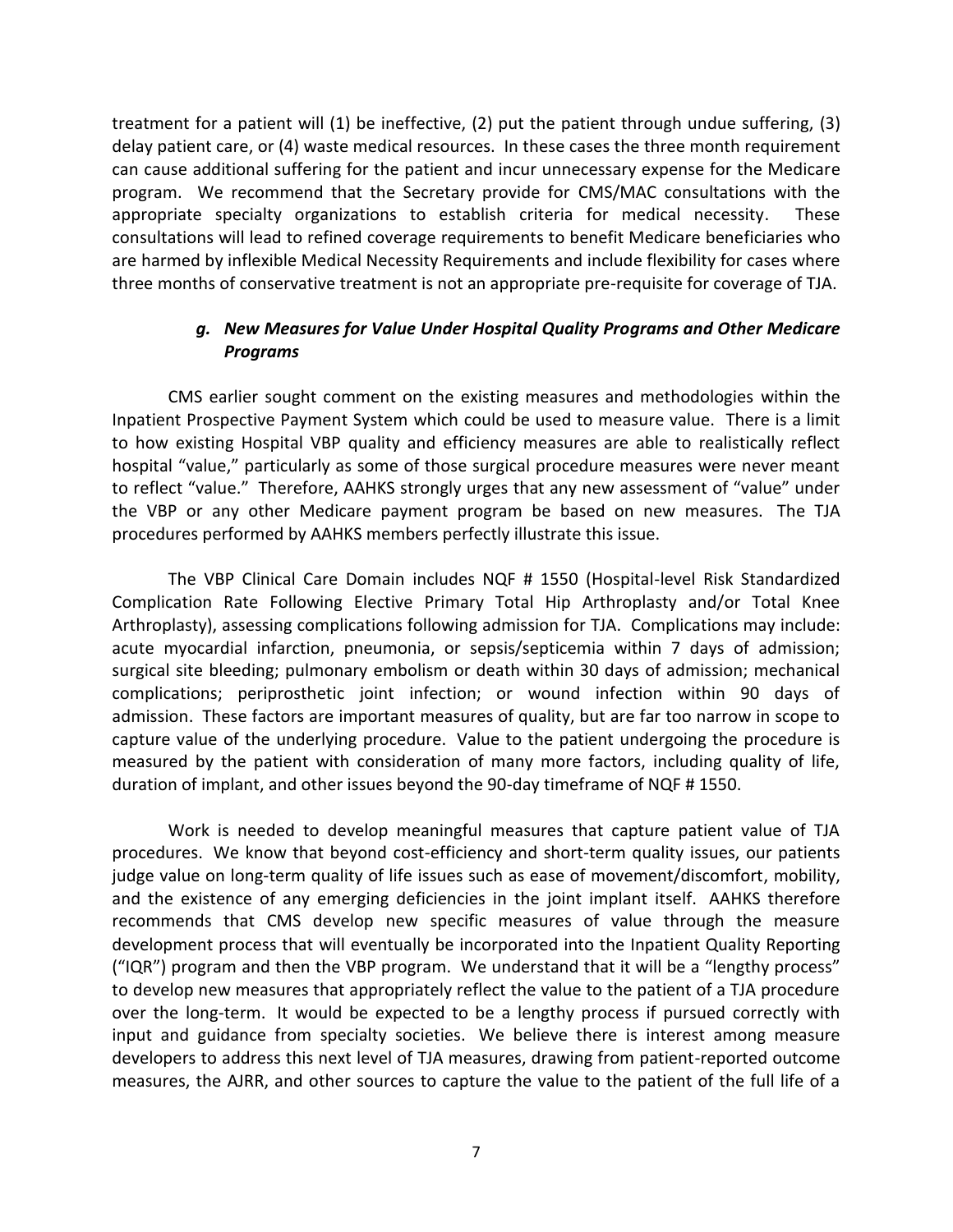treatment for a patient will (1) be ineffective, (2) put the patient through undue suffering, (3) delay patient care, or (4) waste medical resources. In these cases the three month requirement can cause additional suffering for the patient and incur unnecessary expense for the Medicare program. We recommend that the Secretary provide for CMS/MAC consultations with the appropriate specialty organizations to establish criteria for medical necessity. These consultations will lead to refined coverage requirements to benefit Medicare beneficiaries who are harmed by inflexible Medical Necessity Requirements and include flexibility for cases where three months of conservative treatment is not an appropriate pre-requisite for coverage of TJA.

### *g. New Measures for Value Under Hospital Quality Programs and Other Medicare Programs*

CMS earlier sought comment on the existing measures and methodologies within the Inpatient Prospective Payment System which could be used to measure value. There is a limit to how existing Hospital VBP quality and efficiency measures are able to realistically reflect hospital "value," particularly as some of those surgical procedure measures were never meant to reflect "value." Therefore, AAHKS strongly urges that any new assessment of "value" under the VBP or any other Medicare payment program be based on new measures. The TJA procedures performed by AAHKS members perfectly illustrate this issue.

The VBP Clinical Care Domain includes NQF # 1550 (Hospital-level Risk Standardized Complication Rate Following Elective Primary Total Hip Arthroplasty and/or Total Knee Arthroplasty), assessing complications following admission for TJA. Complications may include: acute myocardial infarction, pneumonia, or sepsis/septicemia within 7 days of admission; surgical site bleeding; pulmonary embolism or death within 30 days of admission; mechanical complications; periprosthetic joint infection; or wound infection within 90 days of admission. These factors are important measures of quality, but are far too narrow in scope to capture value of the underlying procedure. Value to the patient undergoing the procedure is measured by the patient with consideration of many more factors, including quality of life, duration of implant, and other issues beyond the 90-day timeframe of NQF # 1550.

Work is needed to develop meaningful measures that capture patient value of TJA procedures. We know that beyond cost-efficiency and short-term quality issues, our patients judge value on long-term quality of life issues such as ease of movement/discomfort, mobility, and the existence of any emerging deficiencies in the joint implant itself. AAHKS therefore recommends that CMS develop new specific measures of value through the measure development process that will eventually be incorporated into the Inpatient Quality Reporting ("IQR") program and then the VBP program. We understand that it will be a "lengthy process" to develop new measures that appropriately reflect the value to the patient of a TJA procedure over the long-term. It would be expected to be a lengthy process if pursued correctly with input and guidance from specialty societies. We believe there is interest among measure developers to address this next level of TJA measures, drawing from patient-reported outcome measures, the AJRR, and other sources to capture the value to the patient of the full life of a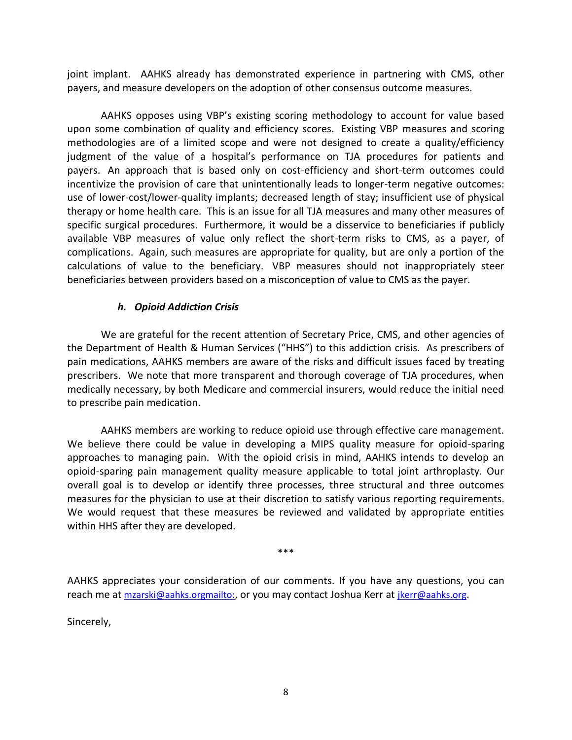joint implant. AAHKS already has demonstrated experience in partnering with CMS, other payers, and measure developers on the adoption of other consensus outcome measures.

AAHKS opposes using VBP's existing scoring methodology to account for value based upon some combination of quality and efficiency scores. Existing VBP measures and scoring methodologies are of a limited scope and were not designed to create a quality/efficiency judgment of the value of a hospital's performance on TJA procedures for patients and payers. An approach that is based only on cost-efficiency and short-term outcomes could incentivize the provision of care that unintentionally leads to longer-term negative outcomes: use of lower-cost/lower-quality implants; decreased length of stay; insufficient use of physical therapy or home health care. This is an issue for all TJA measures and many other measures of specific surgical procedures. Furthermore, it would be a disservice to beneficiaries if publicly available VBP measures of value only reflect the short-term risks to CMS, as a payer, of complications. Again, such measures are appropriate for quality, but are only a portion of the calculations of value to the beneficiary. VBP measures should not inappropriately steer beneficiaries between providers based on a misconception of value to CMS as the payer.

#### *h. Opioid Addiction Crisis*

We are grateful for the recent attention of Secretary Price, CMS, and other agencies of the Department of Health & Human Services ("HHS") to this addiction crisis. As prescribers of pain medications, AAHKS members are aware of the risks and difficult issues faced by treating prescribers. We note that more transparent and thorough coverage of TJA procedures, when medically necessary, by both Medicare and commercial insurers, would reduce the initial need to prescribe pain medication.

AAHKS members are working to reduce opioid use through effective care management. We believe there could be value in developing a MIPS quality measure for opioid-sparing approaches to managing pain. With the opioid crisis in mind, AAHKS intends to develop an opioid-sparing pain management quality measure applicable to total joint arthroplasty. Our overall goal is to develop or identify three processes, three structural and three outcomes measures for the physician to use at their discretion to satisfy various reporting requirements. We would request that these measures be reviewed and validated by appropriate entities within HHS after they are developed.

***

AAHKS appreciates your consideration of our comments. If you have any questions, you can reach me at mzarski@aahks.orgmailto:, or you may contact Joshua Kerr at jkerr@aahks.org.

Sincerely,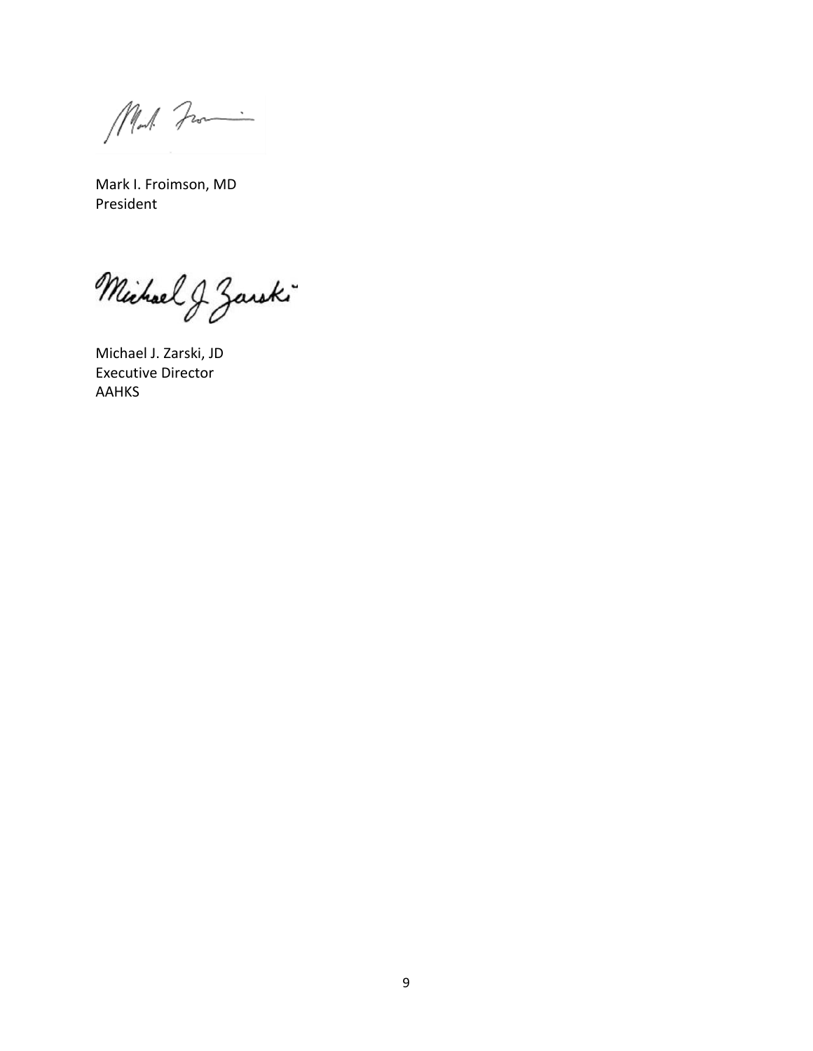Mark I. Froimson, MD
President

Michael J. Zarski, JD
Executive Director
AAHKS